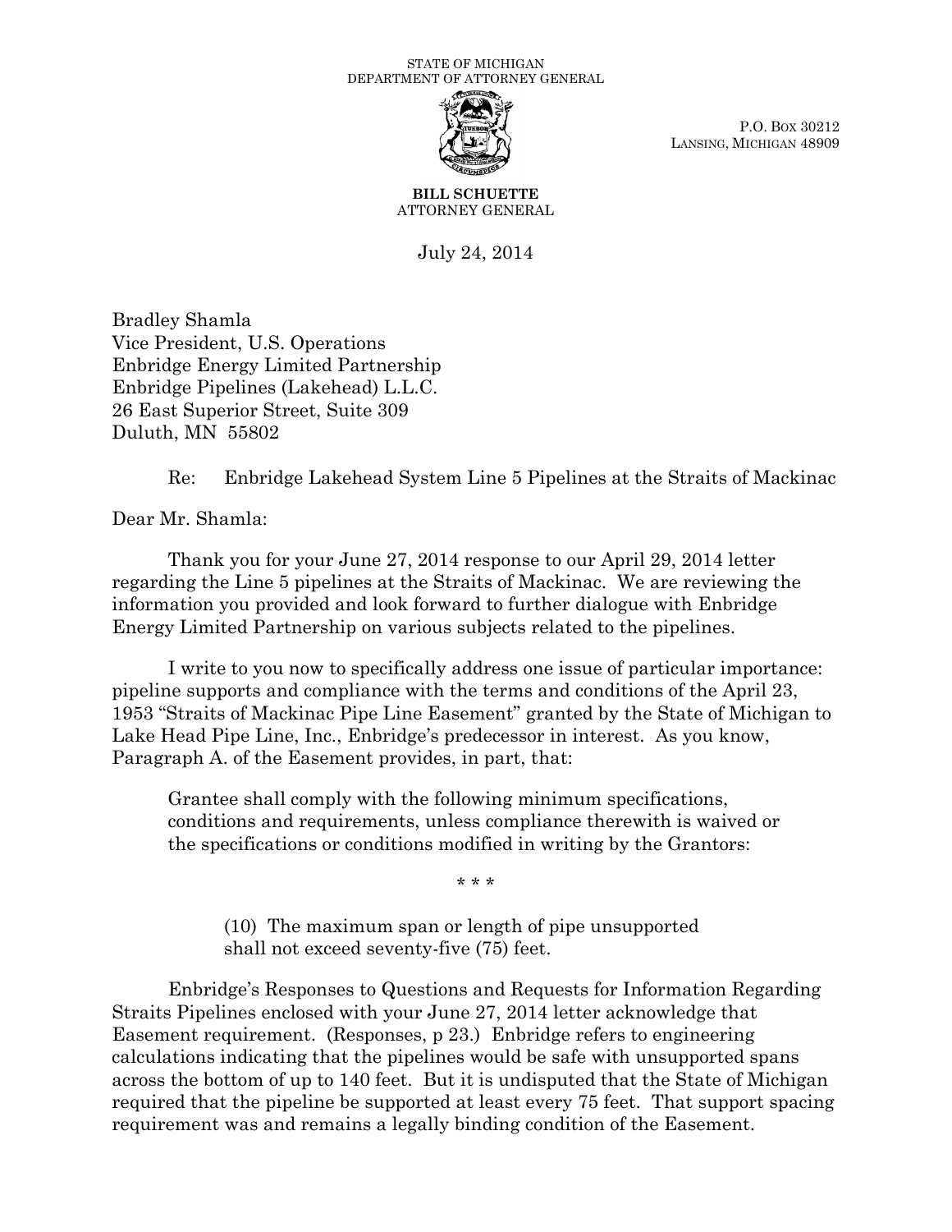STATE OF MICHIGAN
DEPARTMENT OF ATTORNEY GENERAL

P.O. BOX 30212
LANSING, MICHIGAN 48909

**BILL SCHUETTE**
ATTORNEY GENERAL

July 24, 2014

Bradley Shamla
Vice President, U.S. Operations
Enbridge Energy Limited Partnership
Enbridge Pipelines (Lakehead) L.L.C.
26 East Superior Street, Suite 309
Duluth, MN 55802

Re: Enbridge Lakehead System Line 5 Pipelines at the Straits of Mackinac

Dear Mr. Shamla:

Thank you for your June 27, 2014 response to our April 29, 2014 letter regarding the Line 5 pipelines at the Straits of Mackinac. We are reviewing the information you provided and look forward to further dialogue with Enbridge Energy Limited Partnership on various subjects related to the pipelines.

I write to you now to specifically address one issue of particular importance: pipeline supports and compliance with the terms and conditions of the April 23, 1953 "Straits of Mackinac Pipe Line Easement" granted by the State of Michigan to Lake Head Pipe Line, Inc., Enbridge's predecessor in interest. As you know, Paragraph A. of the Easement provides, in part, that:

> Grantee shall comply with the following minimum specifications, conditions and requirements, unless compliance therewith is waived or the specifications or conditions modified in writing by the Grantors:
>
> \* \* \*
>
> (10) The maximum span or length of pipe unsupported shall not exceed seventy-five (75) feet.

Enbridge's Responses to Questions and Requests for Information Regarding Straits Pipelines enclosed with your June 27, 2014 letter acknowledge that Easement requirement. (Responses, p 23.) Enbridge refers to engineering calculations indicating that the pipelines would be safe with unsupported spans across the bottom of up to 140 feet. But it is undisputed that the State of Michigan required that the pipeline be supported at least every 75 feet. That support spacing requirement was and remains a legally binding condition of the Easement.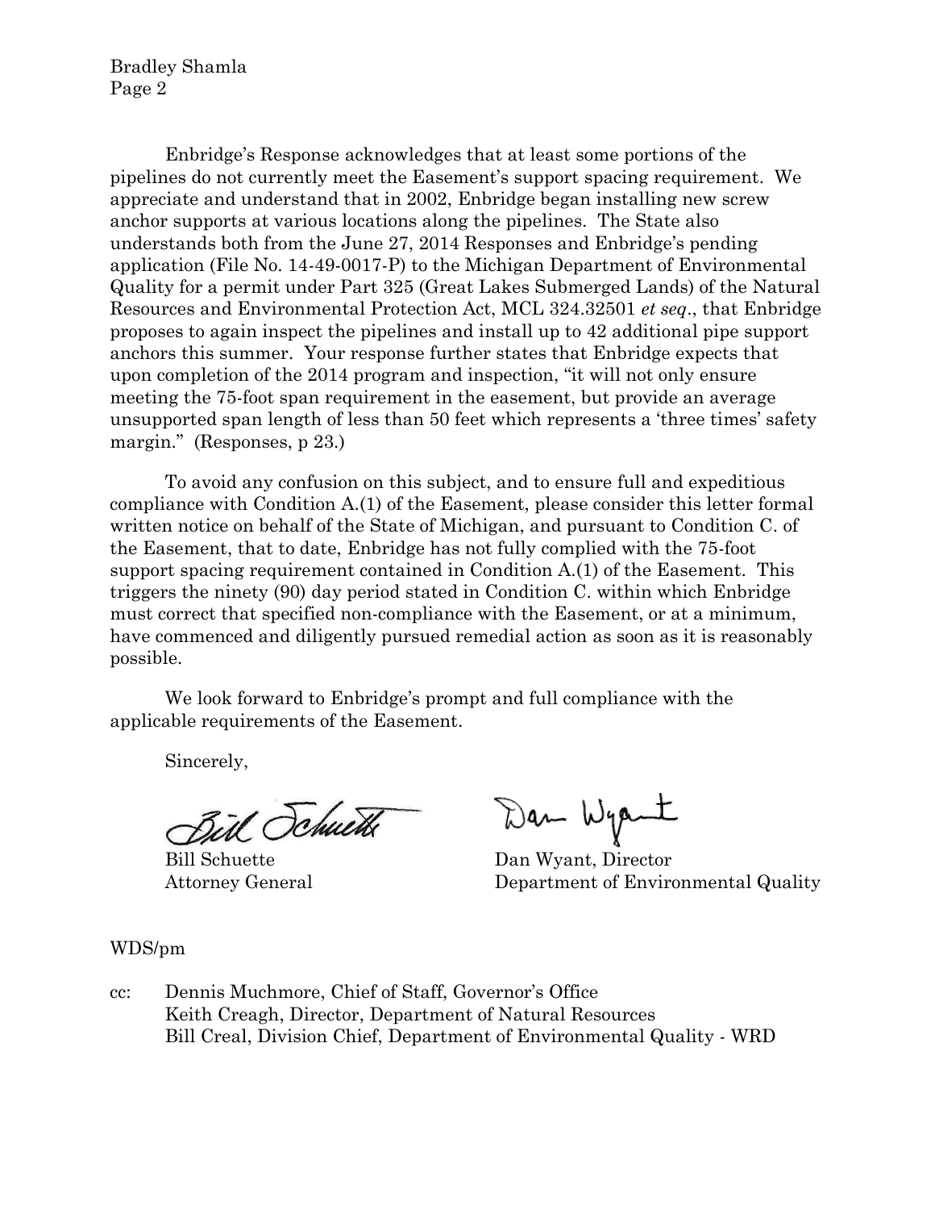Enbridge's Response acknowledges that at least some portions of the pipelines do not currently meet the Easement's support spacing requirement. We appreciate and understand that in 2002, Enbridge began installing new screw anchor supports at various locations along the pipelines. The State also understands both from the June 27, 2014 Responses and Enbridge's pending application (File No. 14-49-0017-P) to the Michigan Department of Environmental Quality for a permit under Part 325 (Great Lakes Submerged Lands) of the Natural Resources and Environmental Protection Act, MCL 324.32501 *et seq*., that Enbridge proposes to again inspect the pipelines and install up to 42 additional pipe support anchors this summer. Your response further states that Enbridge expects that upon completion of the 2014 program and inspection, "it will not only ensure meeting the 75-foot span requirement in the easement, but provide an average unsupported span length of less than 50 feet which represents a 'three times' safety margin." (Responses, p 23.)

To avoid any confusion on this subject, and to ensure full and expeditious compliance with Condition A.(1) of the Easement, please consider this letter formal written notice on behalf of the State of Michigan, and pursuant to Condition C. of the Easement, that to date, Enbridge has not fully complied with the 75-foot support spacing requirement contained in Condition A.(1) of the Easement. This triggers the ninety (90) day period stated in Condition C. within which Enbridge must correct that specified non-compliance with the Easement, or at a minimum, have commenced and diligently pursued remedial action as soon as it is reasonably possible.

We look forward to Enbridge's prompt and full compliance with the applicable requirements of the Easement.

Sincerely,

Bill Schuette
Attorney General

Dan Wyant, Director
Department of Environmental Quality

WDS/pm

cc: Dennis Muchmore, Chief of Staff, Governor's Office
Keith Creagh, Director, Department of Natural Resources
Bill Creal, Division Chief, Department of Environmental Quality - WRD